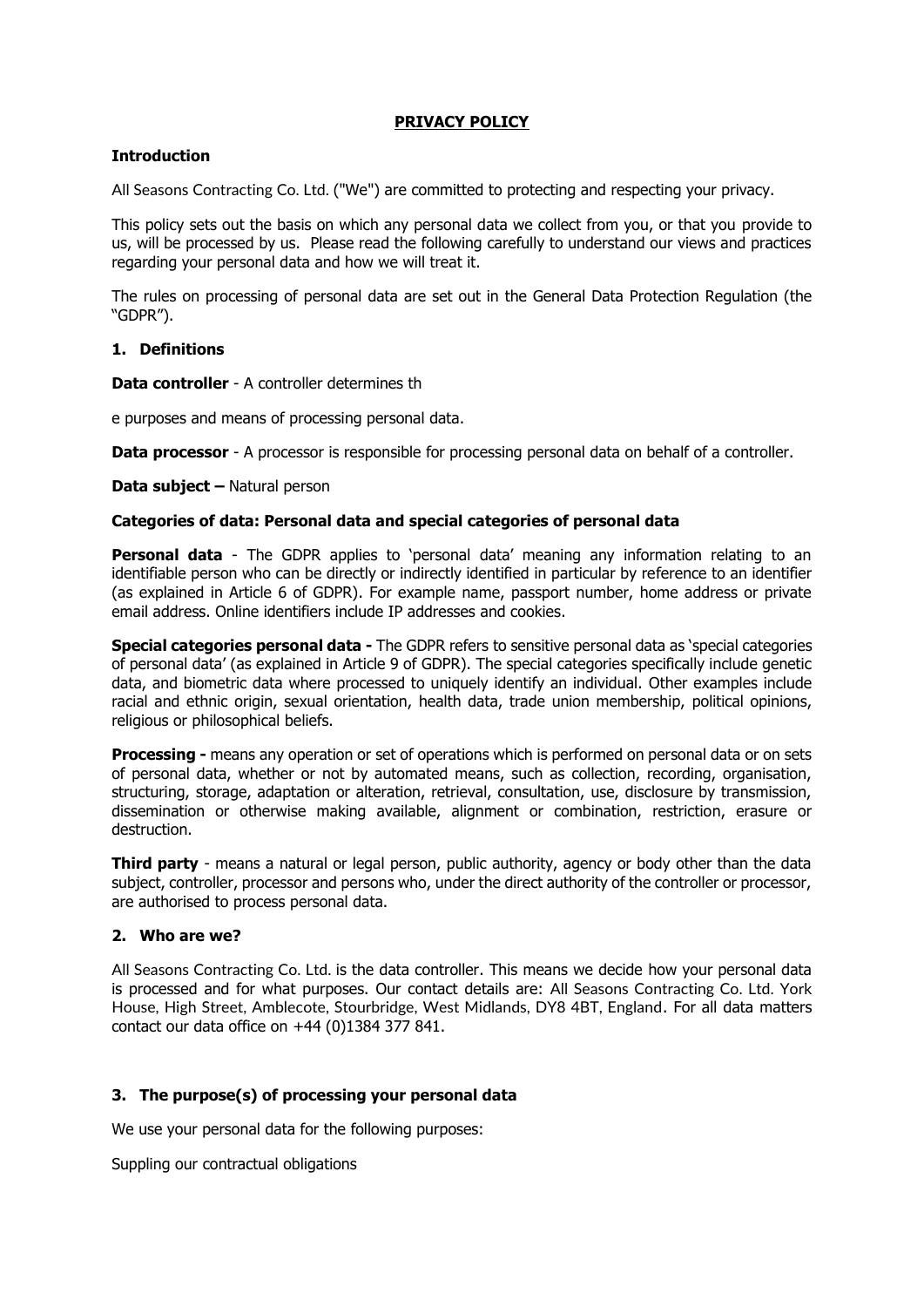**PRIVACY POLICY**

**Introduction**

All Seasons Contracting Co. Ltd. ("We") are committed to protecting and respecting your privacy.

This policy sets out the basis on which any personal data we collect from you, or that you provide to us, will be processed by us. Please read the following carefully to understand our views and practices regarding your personal data and how we will treat it.

The rules on processing of personal data are set out in the General Data Protection Regulation (the "GDPR").

## 1. Definitions

**Data controller** - A controller determines th

e purposes and means of processing personal data.

**Data processor** - A processor is responsible for processing personal data on behalf of a controller.

**Data subject –** Natural person

**Categories of data: Personal data and special categories of personal data**

**Personal data** - The GDPR applies to 'personal data' meaning any information relating to an identifiable person who can be directly or indirectly identified in particular by reference to an identifier (as explained in Article 6 of GDPR). For example name, passport number, home address or private email address. Online identifiers include IP addresses and cookies.

**Special categories personal data -** The GDPR refers to sensitive personal data as 'special categories of personal data' (as explained in Article 9 of GDPR). The special categories specifically include genetic data, and biometric data where processed to uniquely identify an individual. Other examples include racial and ethnic origin, sexual orientation, health data, trade union membership, political opinions, religious or philosophical beliefs.

**Processing -** means any operation or set of operations which is performed on personal data or on sets of personal data, whether or not by automated means, such as collection, recording, organisation, structuring, storage, adaptation or alteration, retrieval, consultation, use, disclosure by transmission, dissemination or otherwise making available, alignment or combination, restriction, erasure or destruction.

**Third party** - means a natural or legal person, public authority, agency or body other than the data subject, controller, processor and persons who, under the direct authority of the controller or processor, are authorised to process personal data.

## 2. Who are we?

All Seasons Contracting Co. Ltd. is the data controller. This means we decide how your personal data is processed and for what purposes. Our contact details are: All Seasons Contracting Co. Ltd. York House, High Street, Amblecote, Stourbridge, West Midlands, DY8 4BT, England. For all data matters contact our data office on +44 (0)1384 377 841.

## 3. The purpose(s) of processing your personal data

We use your personal data for the following purposes:

Suppling our contractual obligations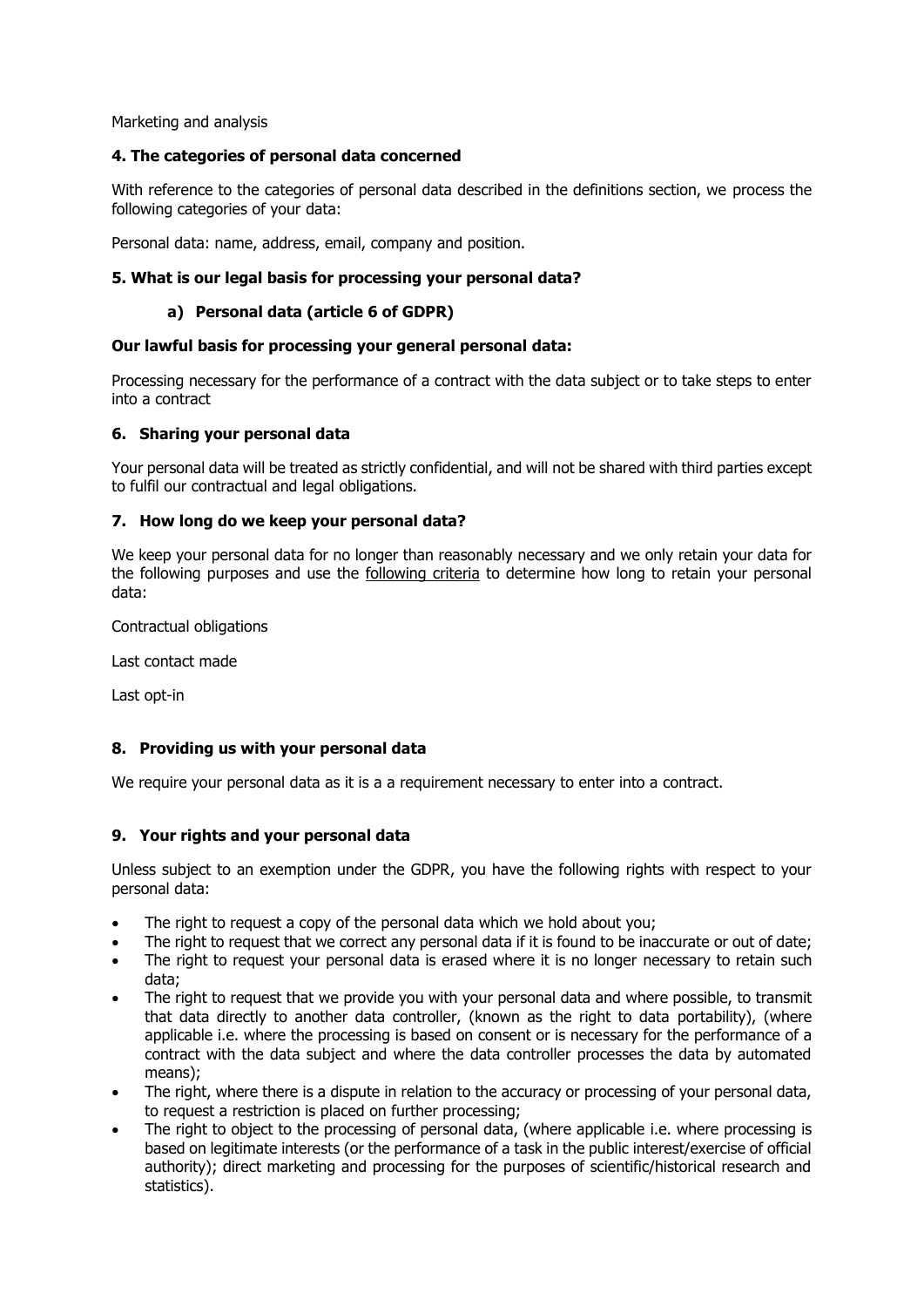Marketing and analysis

### 4. The categories of personal data concerned

With reference to the categories of personal data described in the definitions section, we process the following categories of your data:

Personal data: name, address, email, company and position.

### 5. What is our legal basis for processing your personal data?

#### a) Personal data (article 6 of GDPR)

**Our lawful basis for processing your general personal data:**

Processing necessary for the performance of a contract with the data subject or to take steps to enter into a contract

### 6. Sharing your personal data

Your personal data will be treated as strictly confidential, and will not be shared with third parties except to fulfil our contractual and legal obligations.

### 7. How long do we keep your personal data?

We keep your personal data for no longer than reasonably necessary and we only retain your data for the following purposes and use the following criteria to determine how long to retain your personal data:

Contractual obligations

Last contact made

Last opt-in

### 8. Providing us with your personal data

We require your personal data as it is a a requirement necessary to enter into a contract.

### 9. Your rights and your personal data

Unless subject to an exemption under the GDPR, you have the following rights with respect to your personal data:

- The right to request a copy of the personal data which we hold about you;
- The right to request that we correct any personal data if it is found to be inaccurate or out of date;
- The right to request your personal data is erased where it is no longer necessary to retain such data;
- The right to request that we provide you with your personal data and where possible, to transmit that data directly to another data controller, (known as the right to data portability), (where applicable i.e. where the processing is based on consent or is necessary for the performance of a contract with the data subject and where the data controller processes the data by automated means);
- The right, where there is a dispute in relation to the accuracy or processing of your personal data, to request a restriction is placed on further processing;
- The right to object to the processing of personal data, (where applicable i.e. where processing is based on legitimate interests (or the performance of a task in the public interest/exercise of official authority); direct marketing and processing for the purposes of scientific/historical research and statistics).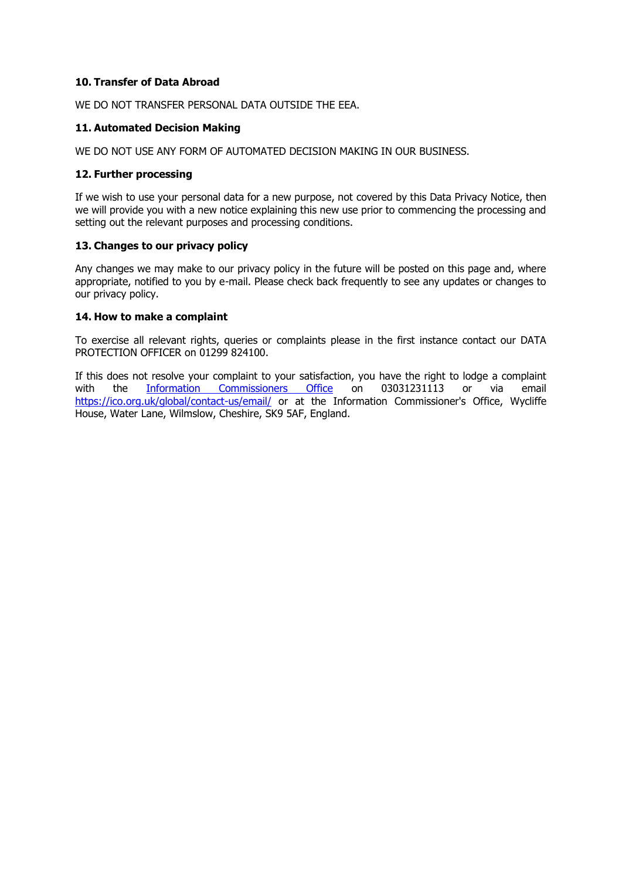### 10. Transfer of Data Abroad

WE DO NOT TRANSFER PERSONAL DATA OUTSIDE THE EEA.

### 11. Automated Decision Making

WE DO NOT USE ANY FORM OF AUTOMATED DECISION MAKING IN OUR BUSINESS.

### 12. Further processing

If we wish to use your personal data for a new purpose, not covered by this Data Privacy Notice, then we will provide you with a new notice explaining this new use prior to commencing the processing and setting out the relevant purposes and processing conditions.

### 13. Changes to our privacy policy

Any changes we may make to our privacy policy in the future will be posted on this page and, where appropriate, notified to you by e-mail. Please check back frequently to see any updates or changes to our privacy policy.

### 14. How to make a complaint

To exercise all relevant rights, queries or complaints please in the first instance contact our DATA PROTECTION OFFICER on 01299 824100.

If this does not resolve your complaint to your satisfaction, you have the right to lodge a complaint with the [Information Commissioners Office](https://ico.org.uk) on 03031231113 or via email [https://ico.org.uk/global/contact-us/email/](https://ico.org.uk/global/contact-us/email/) or at the Information Commissioner's Office, Wycliffe House, Water Lane, Wilmslow, Cheshire, SK9 5AF, England.